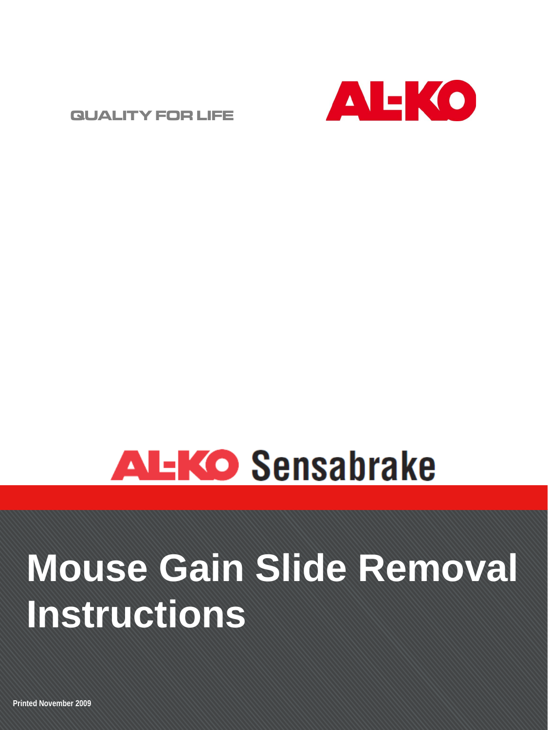QUALITY FOR LIFE

AL-KO

AL-KO Sensabrake

# Mouse Gain Slide Removal Instructions

**Printed November 2009**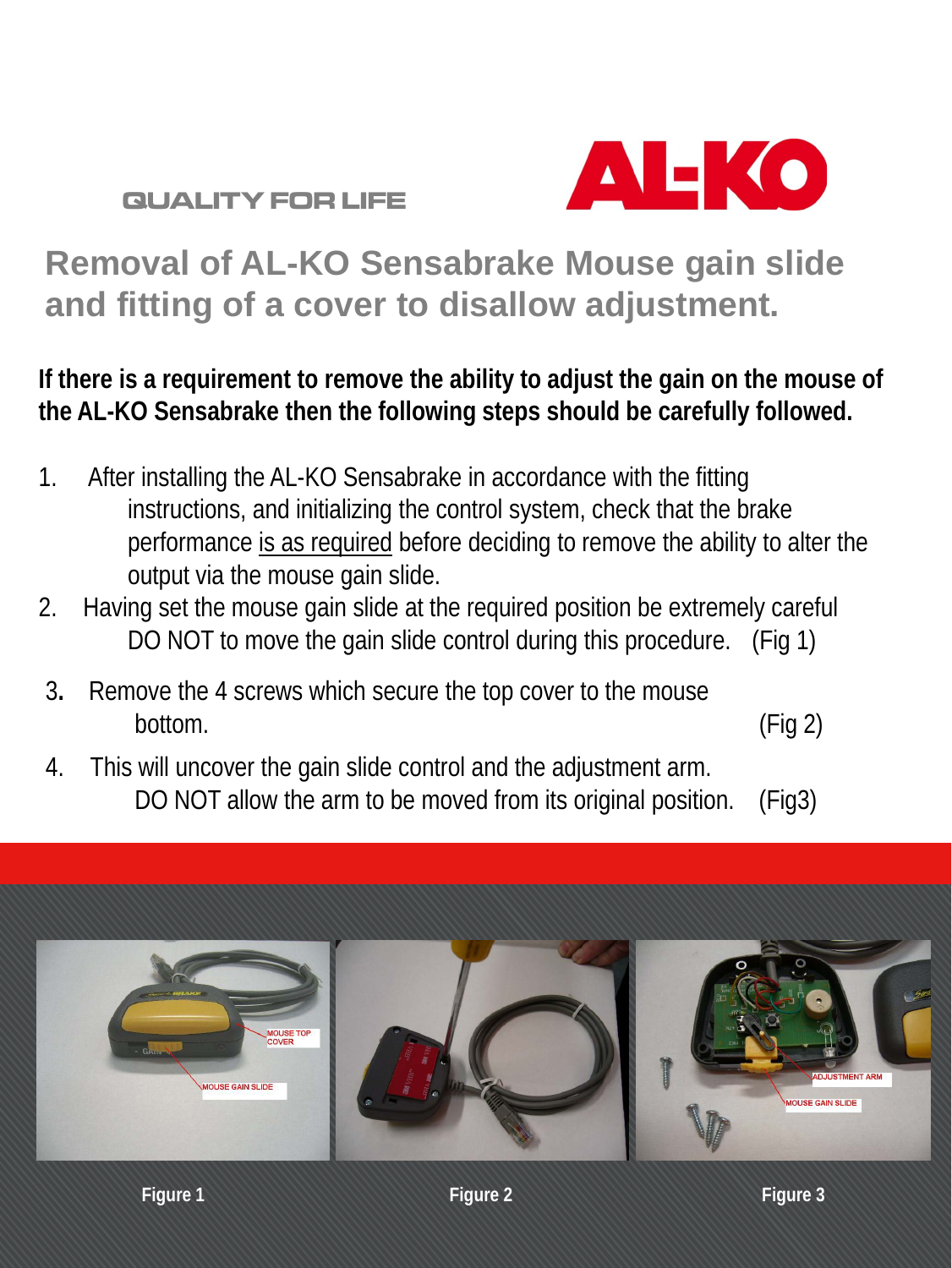QUALITY FOR LIFE

AL-KO

# Removal of AL-KO Sensabrake Mouse gain slide and fitting of a cover to disallow adjustment.

**If there is a requirement to remove the ability to adjust the gain on the mouse of the AL-KO Sensabrake then the following steps should be carefully followed.**

1. After installing the AL-KO Sensabrake in accordance with the fitting instructions, and initializing the control system, check that the brake performance <u>is as required</u> before deciding to remove the ability to alter the output via the mouse gain slide.
2. Having set the mouse gain slide at the required position be extremely careful DO NOT to move the gain slide control during this procedure. (Fig 1)
3. Remove the 4 screws which secure the top cover to the mouse bottom. (Fig 2)
4. This will uncover the gain slide control and the adjustment arm. DO NOT allow the arm to be moved from its original position. (Fig3)

MOUSE TOP COVER

MOUSE GAIN SLIDE

Figure 1

Figure 2

ADJUSTMENT ARM

MOUSE GAIN SLIDE

Figure 3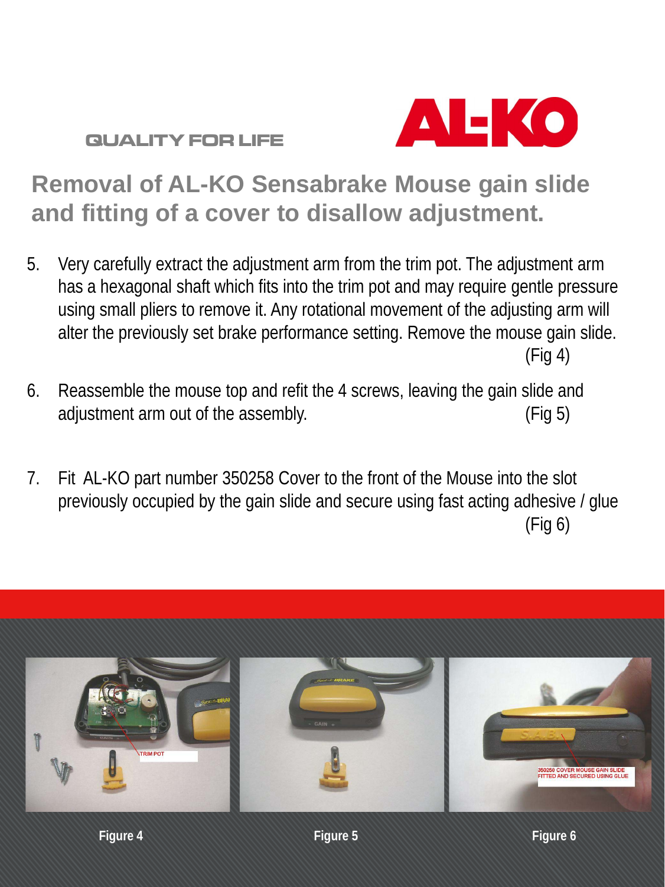QUALITY FOR LIFE

AL-KO

# Removal of AL-KO Sensabrake Mouse gain slide and fitting of a cover to disallow adjustment.

5. Very carefully extract the adjustment arm from the trim pot. The adjustment arm has a hexagonal shaft which fits into the trim pot and may require gentle pressure using small pliers to remove it. Any rotational movement of the adjusting arm will alter the previously set brake performance setting. Remove the mouse gain slide. (Fig 4)

6. Reassemble the mouse top and refit the 4 screws, leaving the gain slide and adjustment arm out of the assembly. (Fig 5)

7. Fit AL-KO part number 350258 Cover to the front of the Mouse into the slot previously occupied by the gain slide and secure using fast acting adhesive / glue (Fig 6)

Figure 4

Figure 5

Figure 6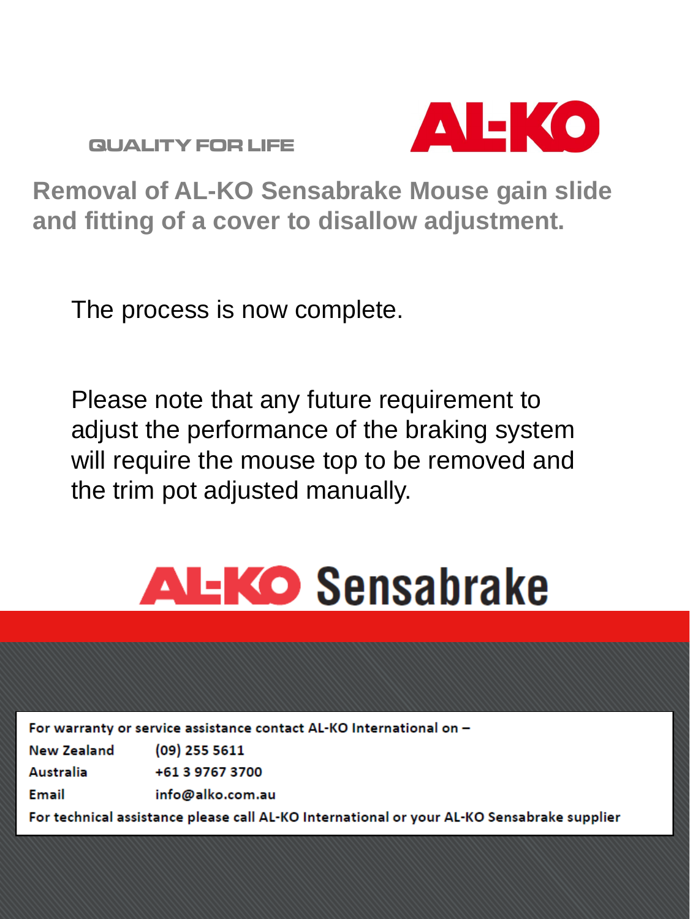QUALITY FOR LIFE

AL-KO

## Removal of AL-KO Sensabrake Mouse gain slide and fitting of a cover to disallow adjustment.

The process is now complete.

Please note that any future requirement to adjust the performance of the braking system will require the mouse top to be removed and the trim pot adjusted manually.

AL-KO Sensabrake

| | |
|---|---|
| For warranty or service assistance contact AL-KO International on – | |
| New Zealand | (09) 255 5611 |
| Australia | +61 3 9767 3700 |
| Email | info@alko.com.au |
| For technical assistance please call AL-KO International or your AL-KO Sensabrake supplier | |